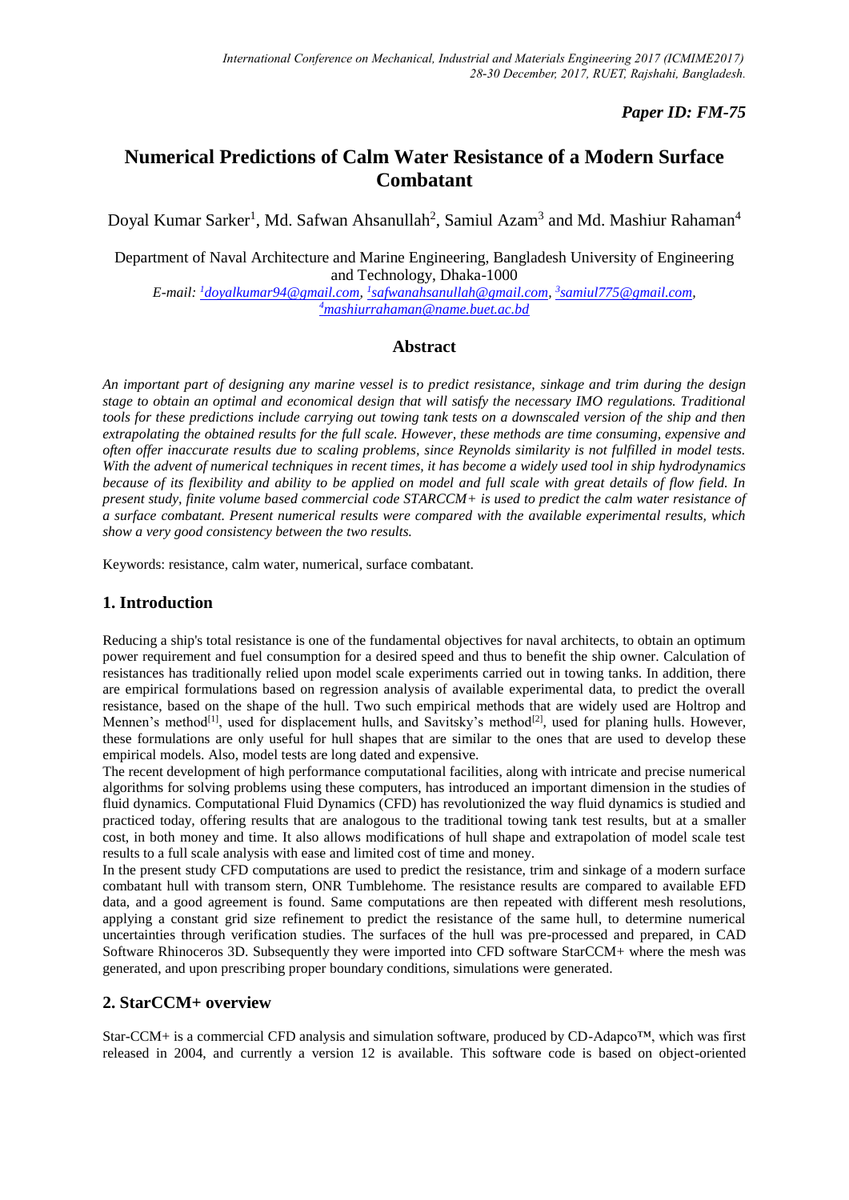*Paper ID: FM-75*

# Numerical Predictions of Calm Water Resistance of a Modern Surface Combatant

Doyal Kumar Sarker[1], Md. Safwan Ahsanullah[2], Samiul Azam[3] and Md. Mashiur Rahaman[4]

Department of Naval Architecture and Marine Engineering, Bangladesh University of Engineering and Technology, Dhaka-1000

*E-mail: [1]doyalkumar94@gmail.com, [1]safwanahsanullah@gmail.com, [3]samiul775@gmail.com, [4]mashiurrahaman@name.buet.ac.bd*

## Abstract

*An important part of designing any marine vessel is to predict resistance, sinkage and trim during the design stage to obtain an optimal and economical design that will satisfy the necessary IMO regulations. Traditional tools for these predictions include carrying out towing tank tests on a downscaled version of the ship and then extrapolating the obtained results for the full scale. However, these methods are time consuming, expensive and often offer inaccurate results due to scaling problems, since Reynolds similarity is not fulfilled in model tests. With the advent of numerical techniques in recent times, it has become a widely used tool in ship hydrodynamics because of its flexibility and ability to be applied on model and full scale with great details of flow field. In present study, finite volume based commercial code STARCCM+ is used to predict the calm water resistance of a surface combatant. Present numerical results were compared with the available experimental results, which show a very good consistency between the two results.*

Keywords: resistance, calm water, numerical, surface combatant.

## 1. Introduction

Reducing a ship's total resistance is one of the fundamental objectives for naval architects, to obtain an optimum power requirement and fuel consumption for a desired speed and thus to benefit the ship owner. Calculation of resistances has traditionally relied upon model scale experiments carried out in towing tanks. In addition, there are empirical formulations based on regression analysis of available experimental data, to predict the overall resistance, based on the shape of the hull. Two such empirical methods that are widely used are Holtrop and Mennen's method[1], used for displacement hulls, and Savitsky's method[2], used for planing hulls. However, these formulations are only useful for hull shapes that are similar to the ones that are used to develop these empirical models. Also, model tests are long dated and expensive.

The recent development of high performance computational facilities, along with intricate and precise numerical algorithms for solving problems using these computers, has introduced an important dimension in the studies of fluid dynamics. Computational Fluid Dynamics (CFD) has revolutionized the way fluid dynamics is studied and practiced today, offering results that are analogous to the traditional towing tank test results, but at a smaller cost, in both money and time. It also allows modifications of hull shape and extrapolation of model scale test results to a full scale analysis with ease and limited cost of time and money.

In the present study CFD computations are used to predict the resistance, trim and sinkage of a modern surface combatant hull with transom stern, ONR Tumblehome. The resistance results are compared to available EFD data, and a good agreement is found. Same computations are then repeated with different mesh resolutions, applying a constant grid size refinement to predict the resistance of the same hull, to determine numerical uncertainties through verification studies. The surfaces of the hull was pre-processed and prepared, in CAD Software Rhinoceros 3D. Subsequently they were imported into CFD software StarCCM+ where the mesh was generated, and upon prescribing proper boundary conditions, simulations were generated.

## 2. StarCCM+ overview

Star-CCM+ is a commercial CFD analysis and simulation software, produced by CD-Adapco™, which was first released in 2004, and currently a version 12 is available. This software code is based on object-oriented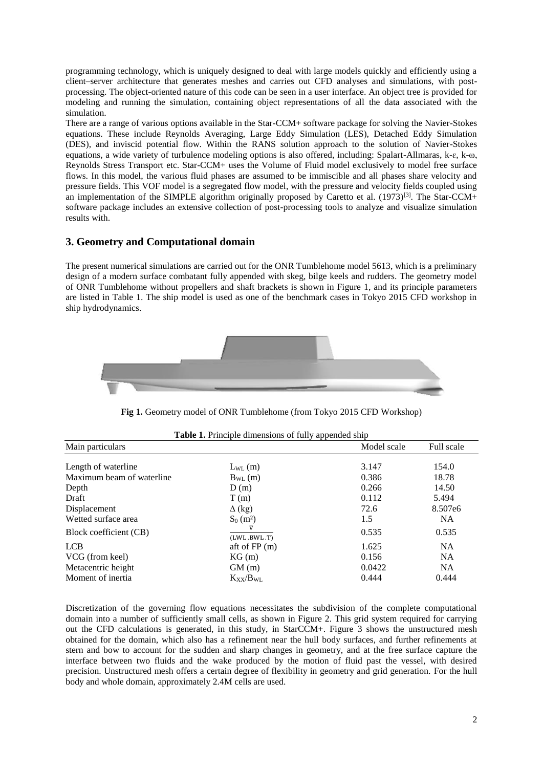programming technology, which is uniquely designed to deal with large models quickly and efficiently using a client–server architecture that generates meshes and carries out CFD analyses and simulations, with post-processing. The object-oriented nature of this code can be seen in a user interface. An object tree is provided for modeling and running the simulation, containing object representations of all the data associated with the simulation.

There are a range of various options available in the Star-CCM+ software package for solving the Navier-Stokes equations. These include Reynolds Averaging, Large Eddy Simulation (LES), Detached Eddy Simulation (DES), and inviscid potential flow. Within the RANS solution approach to the solution of Navier-Stokes equations, a wide variety of turbulence modeling options is also offered, including: Spalart-Allmaras, k-ε, k-ω, Reynolds Stress Transport etc. Star-CCM+ uses the Volume of Fluid model exclusively to model free surface flows. In this model, the various fluid phases are assumed to be immiscible and all phases share velocity and pressure fields. This VOF model is a segregated flow model, with the pressure and velocity fields coupled using an implementation of the SIMPLE algorithm originally proposed by Caretto et al. (1973)[3]. The Star-CCM+ software package includes an extensive collection of post-processing tools to analyze and visualize simulation results with.

## 3. Geometry and Computational domain

The present numerical simulations are carried out for the ONR Tumblehome model 5613, which is a preliminary design of a modern surface combatant fully appended with skeg, bilge keels and rudders. The geometry model of ONR Tumblehome without propellers and shaft brackets is shown in Figure 1, and its principle parameters are listed in Table 1. The ship model is used as one of the benchmark cases in Tokyo 2015 CFD workshop in ship hydrodynamics.

**Fig 1.** Geometry model of ONR Tumblehome (from Tokyo 2015 CFD Workshop)

**Table 1.** Principle dimensions of fully appended ship

| Main particulars | | Model scale | Full scale |
|---|---|---|---|
| Length of waterline | $L_{WL}$ (m) | 3.147 | 154.0 |
| Maximum beam of waterline | $B_{WL}$ (m) | 0.386 | 18.78 |
| Depth | D (m) | 0.266 | 14.50 |
| Draft | T (m) | 0.112 | 5.494 |
| Displacement | Δ (kg) | 72.6 | 8.507e6 |
| Wetted surface area | $S_0$ ($m^2$) | 1.5 | NA |
| Block coefficient (CB) | $\frac{\nabla}{(LWL.BWL.T)}$ | 0.535 | 0.535 |
| LCB | aft of FP (m) | 1.625 | NA |
| VCG (from keel) | KG (m) | 0.156 | NA |
| Metacentric height | GM (m) | 0.0422 | NA |
| Moment of inertia | $K_{XX}/B_{WL}$ | 0.444 | 0.444 |

Discretization of the governing flow equations necessitates the subdivision of the complete computational domain into a number of sufficiently small cells, as shown in Figure 2. This grid system required for carrying out the CFD calculations is generated, in this study, in StarCCM+. Figure 3 shows the unstructured mesh obtained for the domain, which also has a refinement near the hull body surfaces, and further refinements at stern and bow to account for the sudden and sharp changes in geometry, and at the free surface capture the interface between two fluids and the wake produced by the motion of fluid past the vessel, with desired precision. Unstructured mesh offers a certain degree of flexibility in geometry and grid generation. For the hull body and whole domain, approximately 2.4M cells are used.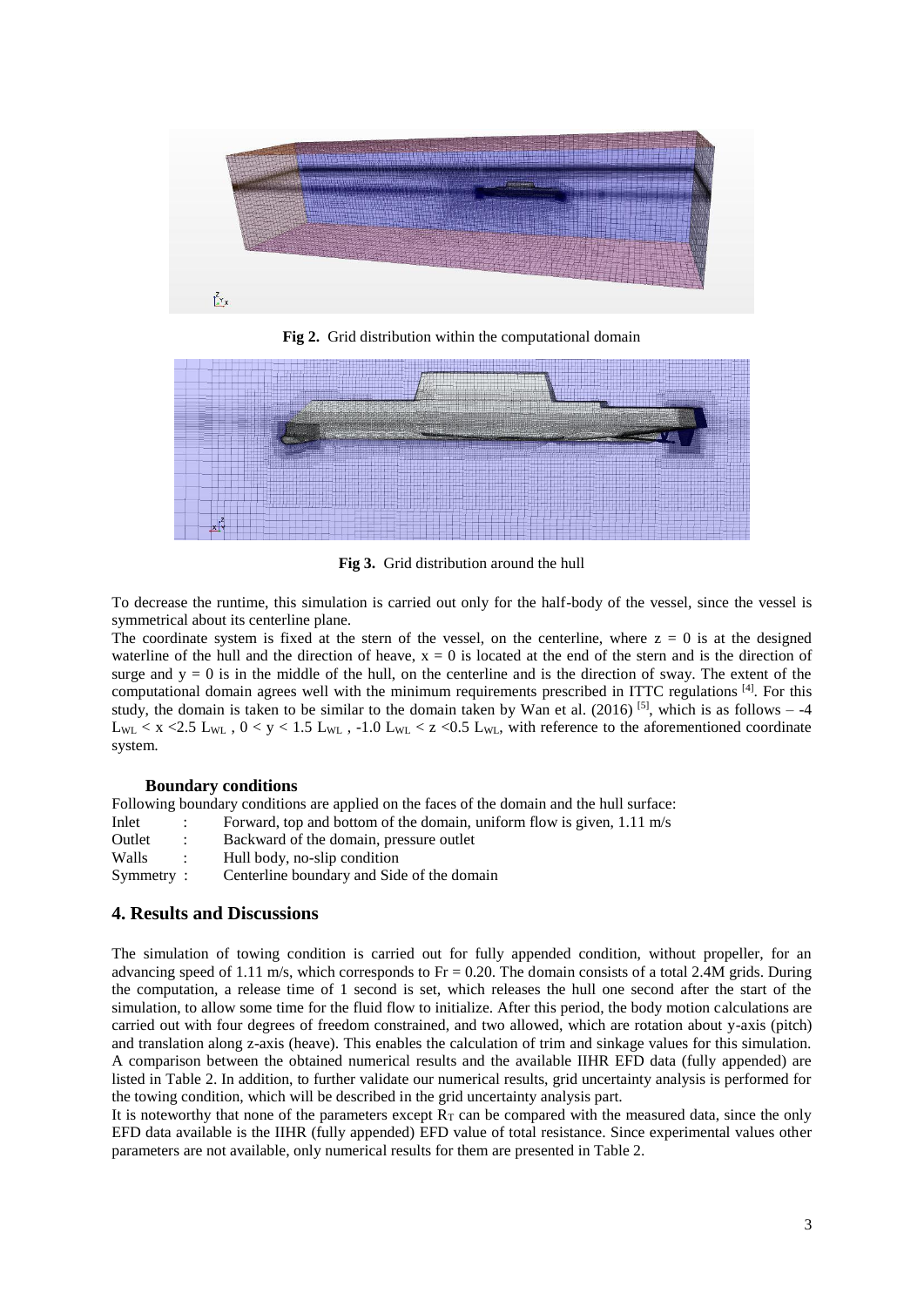**Fig 2.** Grid distribution within the computational domain

**Fig 3.** Grid distribution around the hull

To decrease the runtime, this simulation is carried out only for the half-body of the vessel, since the vessel is symmetrical about its centerline plane.

The coordinate system is fixed at the stern of the vessel, on the centerline, where $z = 0$ is at the designed waterline of the hull and the direction of heave, $x = 0$ is located at the end of the stern and is the direction of surge and $y = 0$ is in the middle of the hull, on the centerline and is the direction of sway. The extent of the computational domain agrees well with the minimum requirements prescribed in ITTC regulations [4]. For this study, the domain is taken to be similar to the domain taken by Wan et al. (2016) [5], which is as follows – $-4 L_{WL} < x < 2.5 L_{WL}$ , $0 < y < 1.5 L_{WL}$ , $-1.0 L_{WL} < z < 0.5 L_{WL}$, with reference to the aforementioned coordinate system.

### Boundary conditions

Following boundary conditions are applied on the faces of the domain and the hull surface:

| | | |
|---|---|---|
| Inlet | : | Forward, top and bottom of the domain, uniform flow is given, 1.11 m/s |
| Outlet | : | Backward of the domain, pressure outlet |
| Walls | : | Hull body, no-slip condition |
| Symmetry | : | Centerline boundary and Side of the domain |

## 4. Results and Discussions

The simulation of towing condition is carried out for fully appended condition, without propeller, for an advancing speed of 1.11 m/s, which corresponds to $Fr = 0.20$. The domain consists of a total 2.4M grids. During the computation, a release time of 1 second is set, which releases the hull one second after the start of the simulation, to allow some time for the fluid flow to initialize. After this period, the body motion calculations are carried out with four degrees of freedom constrained, and two allowed, which are rotation about y-axis (pitch) and translation along z-axis (heave). This enables the calculation of trim and sinkage values for this simulation. A comparison between the obtained numerical results and the available IIHR EFD data (fully appended) are listed in Table 2. In addition, to further validate our numerical results, grid uncertainty analysis is performed for the towing condition, which will be described in the grid uncertainty analysis part.

It is noteworthy that none of the parameters except $R_T$ can be compared with the measured data, since the only EFD data available is the IIHR (fully appended) EFD value of total resistance. Since experimental values other parameters are not available, only numerical results for them are presented in Table 2.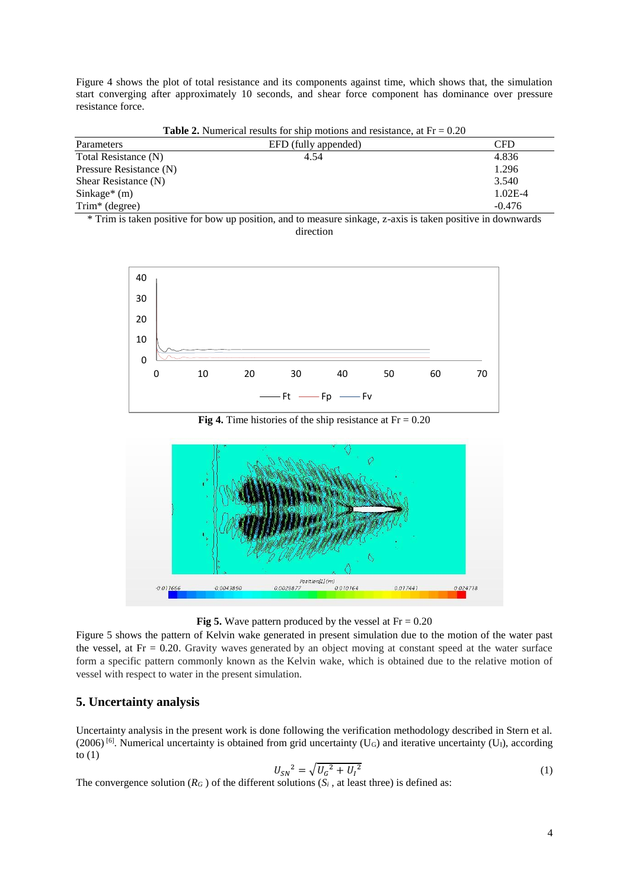Figure 4 shows the plot of total resistance and its components against time, which shows that, the simulation start converging after approximately 10 seconds, and shear force component has dominance over pressure resistance force.

**Table 2.** Numerical results for ship motions and resistance, at Fr = 0.20

| Parameters | EFD (fully appended) | CFD |
|---|---|---|
| Total Resistance (N) | 4.54 | 4.836 |
| Pressure Resistance (N) | | 1.296 |
| Shear Resistance (N) | | 3.540 |
| Sinkage* (m) | | 1.02E-4 |
| Trim* (degree) | | -0.476 |

* Trim is taken positive for bow up position, and to measure sinkage, z-axis is taken positive in downwards direction

**Fig 4.** Time histories of the ship resistance at Fr = 0.20

**Fig 5.** Wave pattern produced by the vessel at Fr = 0.20

Figure 5 shows the pattern of Kelvin wake generated in present simulation due to the motion of the water past the vessel, at Fr = 0.20. Gravity waves generated by an object moving at constant speed at the water surface form a specific pattern commonly known as the Kelvin wake, which is obtained due to the relative motion of vessel with respect to water in the present simulation.

## 5. Uncertainty analysis

Uncertainty analysis in the present work is done following the verification methodology described in Stern et al. (2006) [6]. Numerical uncertainty is obtained from grid uncertainty ($U_G$) and iterative uncertainty ($U_I$), according to (1)

$$U_{SN}^2 = \sqrt{U_G^2 + U_I^2} \tag{1}$$

The convergence solution ($R_G$) of the different solutions ($S_i$, at least three) is defined as: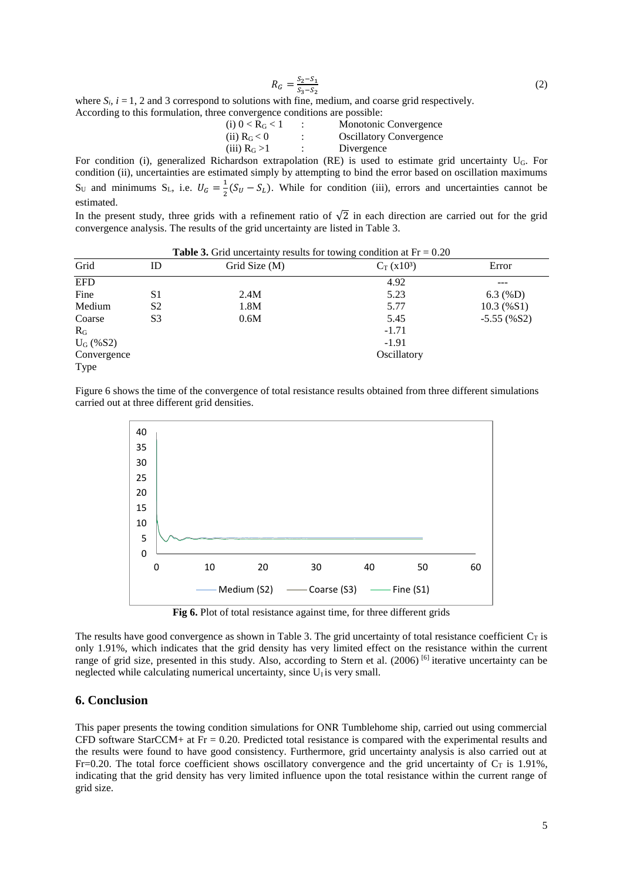$$R_G = \frac{S_2 - S_1}{S_3 - S_2} \tag{2}$$

where $S_i$, $i = 1$, 2 and 3 correspond to solutions with fine, medium, and coarse grid respectively. According to this formulation, three convergence conditions are possible:

(i) $0 < R_G < 1$ : Monotonic Convergence
(ii) $R_G < 0$ : Oscillatory Convergence
(iii) $R_G > 1$ : Divergence

For condition (i), generalized Richardson extrapolation (RE) is used to estimate grid uncertainty $U_G$. For condition (ii), uncertainties are estimated simply by attempting to bind the error based on oscillation maximums $S_U$ and minimums $S_L$, i.e. $U_G = \frac{1}{2}(S_U - S_L)$. While for condition (iii), errors and uncertainties cannot be estimated.

In the present study, three grids with a refinement ratio of $\sqrt{2}$ in each direction are carried out for the grid convergence analysis. The results of the grid uncertainty are listed in Table 3.

**Table 3.** Grid uncertainty results for towing condition at Fr = 0.20

| Grid | ID | Grid Size (M) | $C_T$ (x10³) | Error |
|---|---|---|---|---|
| EFD | | | 4.92 | --- |
| Fine | S1 | 2.4M | 5.23 | 6.3 (%D) |
| Medium | S2 | 1.8M | 5.77 | 10.3 (%S1) |
| Coarse | S3 | 0.6M | 5.45 | -5.55 (%S2) |
| $R_G$ | | | -1.71 | |
| $U_G$ (%S2) | | | -1.91 | |
| Convergence Type | | | Oscillatory | |

Figure 6 shows the time of the convergence of total resistance results obtained from three different simulations carried out at three different grid densities.

**Fig 6.** Plot of total resistance against time, for three different grids

The results have good convergence as shown in Table 3. The grid uncertainty of total resistance coefficient $C_T$ is only 1.91%, which indicates that the grid density has very limited effect on the resistance within the current range of grid size, presented in this study. Also, according to Stern et al. (2006) [6] iterative uncertainty can be neglected while calculating numerical uncertainty, since $U_I$ is very small.

## 6. Conclusion

This paper presents the towing condition simulations for ONR Tumblehome ship, carried out using commercial CFD software StarCCM+ at Fr = 0.20. Predicted total resistance is compared with the experimental results and the results were found to have good consistency. Furthermore, grid uncertainty analysis is also carried out at Fr=0.20. The total force coefficient shows oscillatory convergence and the grid uncertainty of $C_T$ is 1.91%, indicating that the grid density has very limited influence upon the total resistance within the current range of grid size.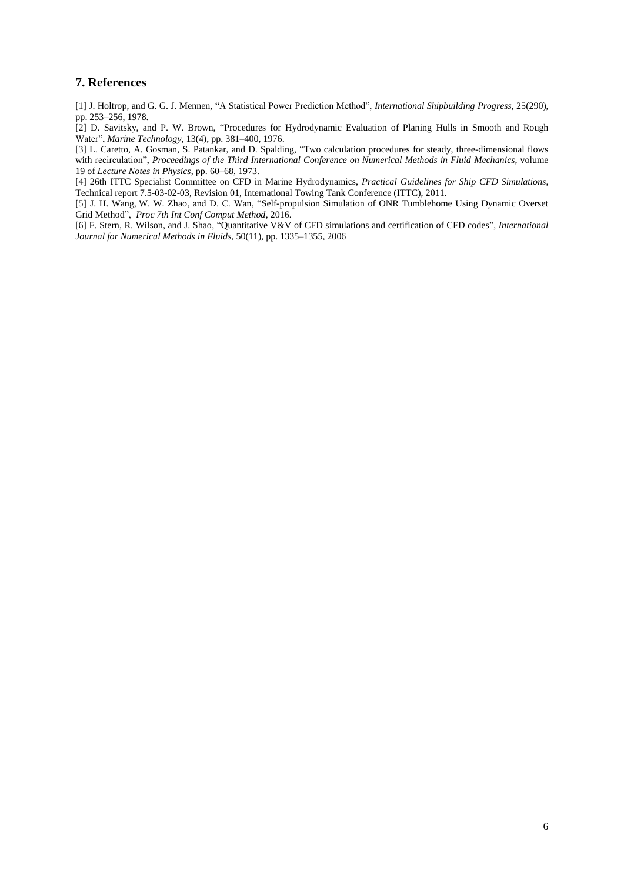## 7. References

[1] J. Holtrop, and G. G. J. Mennen, "A Statistical Power Prediction Method", *International Shipbuilding Progress*, 25(290), pp. 253–256, 1978.

[2] D. Savitsky, and P. W. Brown, "Procedures for Hydrodynamic Evaluation of Planing Hulls in Smooth and Rough Water", *Marine Technology*, 13(4), pp. 381–400, 1976.

[3] L. Caretto, A. Gosman, S. Patankar, and D. Spalding, "Two calculation procedures for steady, three-dimensional flows with recirculation", *Proceedings of the Third International Conference on Numerical Methods in Fluid Mechanics*, volume 19 of *Lecture Notes in Physics*, pp. 60–68, 1973.

[4] 26th ITTC Specialist Committee on CFD in Marine Hydrodynamics, *Practical Guidelines for Ship CFD Simulations*, Technical report 7.5-03-02-03, Revision 01, International Towing Tank Conference (ITTC), 2011.

[5] J. H. Wang, W. W. Zhao, and D. C. Wan, "Self-propulsion Simulation of ONR Tumblehome Using Dynamic Overset Grid Method", *Proc 7th Int Conf Comput Method*, 2016.

[6] F. Stern, R. Wilson, and J. Shao, "Quantitative V&V of CFD simulations and certification of CFD codes", *International Journal for Numerical Methods in Fluids*, 50(11), pp. 1335–1355, 2006